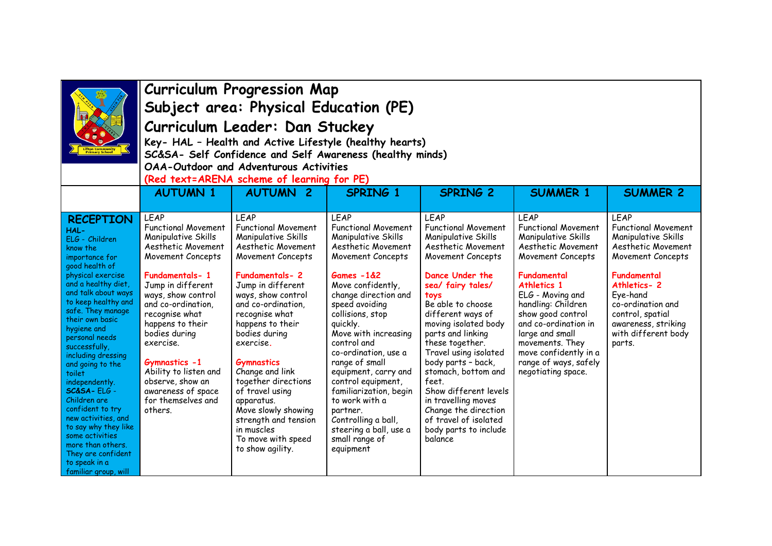# Curriculum Progression Map

## Subject area: Physical Education (PE)

## Curriculum Leader: Dan Stuckey

**Key- HAL – Health and Active Lifestyle (healthy hearts)**
**SC&SA- Self Confidence and Self Awareness (healthy minds)**
**OAA-Outdoor and Adventurous Activities**
**(Red text=ARENA scheme of learning for PE)**

| | AUTUMN 1 | AUTUMN 2 | SPRING 1 | SPRING 2 | SUMMER 1 | SUMMER 2 |
|---|---|---|---|---|---|---|
| **RECEPTION** **HAL-** ELG - Children know the importance for good health of physical exercise and a healthy diet, and talk about ways to keep healthy and safe. They manage their own basic hygiene and personal needs successfully, including dressing and going to the toilet independently. **SC&SA-** ELG - Children are confident to try new activities, and to say why they like some activities more than others. They are confident to speak in a familiar group, will | LEAP<br>Functional Movement<br>Manipulative Skills<br>Aesthetic Movement<br>Movement Concepts<br><br>**Fundamentals- 1**<br>Jump in different ways, show control and co-ordination, recognise what happens to their bodies during exercise.<br><br>**Gymnastics -1**<br>Ability to listen and observe, show an awareness of space for themselves and others. | LEAP<br>Functional Movement<br>Manipulative Skills<br>Aesthetic Movement<br>Movement Concepts<br><br>**Fundamentals- 2**<br>Jump in different ways, show control and co-ordination, recognise what happens to their bodies during exercise.<br><br>**Gymnastics**<br>Change and link together directions of travel using apparatus.<br>Move slowly showing strength and tension in muscles<br>To move with speed to show agility. | LEAP<br>Functional Movement<br>Manipulative Skills<br>Aesthetic Movement<br>Movement Concepts<br><br>**Games -1&2**<br>Move confidently, change direction and speed avoiding collisions, stop quickly.<br>Move with increasing control and co-ordination, use a range of small equipment, carry and control equipment, familiarization, begin to work with a partner.<br>Controlling a ball, steering a ball, use a small range of equipment | LEAP<br>Functional Movement<br>Manipulative Skills<br>Aesthetic Movement<br>Movement Concepts<br><br>**Dance Under the sea/ fairy tales/ toys**<br>Be able to choose different ways of moving isolated body parts and linking these together.<br>Travel using isolated body parts – back, stomach, bottom and feet.<br>Show different levels in travelling moves<br>Change the direction of travel of isolated body parts to include balance | LEAP<br>Functional Movement<br>Manipulative Skills<br>Aesthetic Movement<br>Movement Concepts<br><br>**Fundamental Athletics 1**<br>ELG - Moving and handling: Children show good control and co-ordination in large and small movements. They move confidently in a range of ways, safely negotiating space. | LEAP<br>Functional Movement<br>Manipulative Skills<br>Aesthetic Movement<br>Movement Concepts<br><br>**Fundamental Athletics- 2**<br>Eye-hand co-ordination and control, spatial awareness, striking with different body parts. |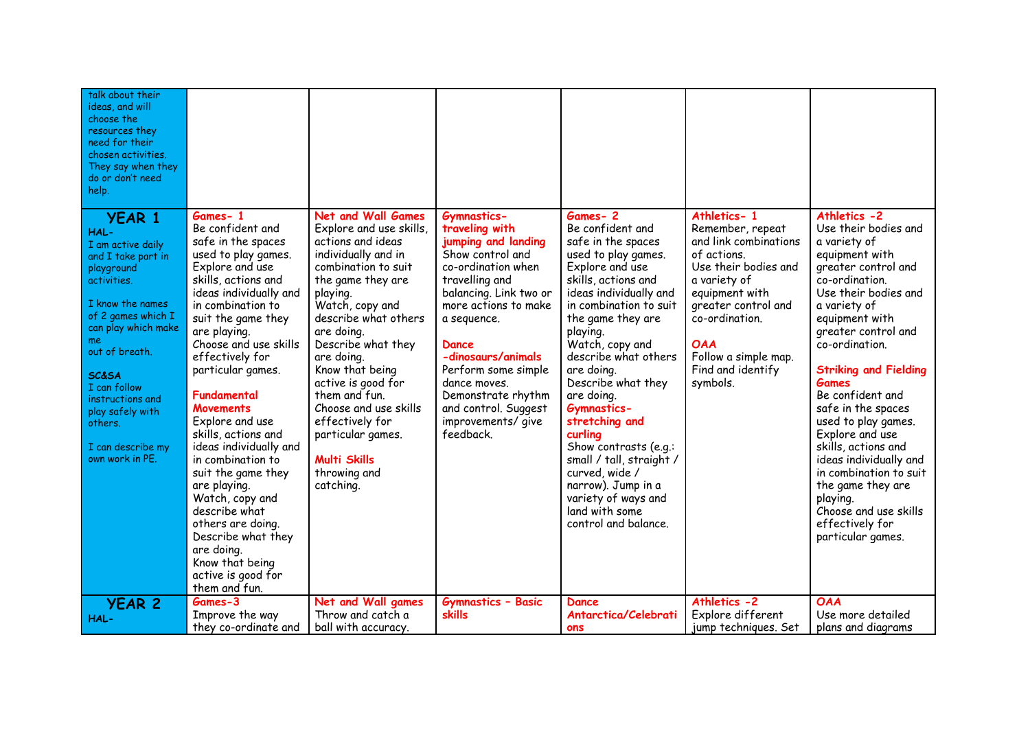| talk about their ideas, and will choose the resources they need for their chosen activities. They say when they do or don't need help. | | | | | | |
|---|---|---|---|---|---|---|
| **YEAR 1**<br>**HAL-**<br>I am active daily and I take part in playground activities.<br><br>I know the names of 2 games which I can play which make me out of breath.<br><br>**SC&SA**<br>I can follow instructions and play safely with others.<br><br>I can describe my own work in PE. | **Games- 1**<br>Be confident and safe in the spaces used to play games.<br>Explore and use skills, actions and ideas individually and in combination to suit the game they are playing.<br>Choose and use skills effectively for particular games.<br><br>**Fundamental Movements**<br>Explore and use skills, actions and ideas individually and in combination to suit the game they are playing.<br>Watch, copy and describe what others are doing.<br>Describe what they are doing.<br>Know that being active is good for them and fun. | **Net and Wall Games**<br>Explore and use skills, actions and ideas individually and in combination to suit the game they are playing.<br>Watch, copy and describe what others are doing.<br>Describe what they are doing.<br>Know that being active is good for them and fun.<br>Choose and use skills effectively for particular games.<br><br>**Multi Skills**<br>throwing and catching. | **Gymnastics- traveling with jumping and landing**<br>Show control and co-ordination when travelling and balancing. Link two or more actions to make a sequence.<br><br>**Dance -dinosaurs/animals**<br>Perform some simple dance moves.<br>Demonstrate rhythm and control. Suggest improvements/ give feedback. | **Games- 2**<br>Be confident and safe in the spaces used to play games.<br>Explore and use skills, actions and ideas individually and in combination to suit the game they are playing.<br>Watch, copy and describe what others are doing.<br>Describe what they are doing.<br>**Gymnastics- stretching and curling**<br>Show contrasts (e.g.: small / tall, straight / curved, wide / narrow). Jump in a variety of ways and land with some control and balance. | **Athletics- 1**<br>Remember, repeat and link combinations of actions.<br>Use their bodies and a variety of equipment with greater control and co-ordination.<br><br>**OAA**<br>Follow a simple map.<br>Find and identify symbols. | **Athletics -2**<br>Use their bodies and a variety of equipment with greater control and co-ordination.<br>Use their bodies and a variety of equipment with greater control and co-ordination.<br><br>**Striking and Fielding Games**<br>Be confident and safe in the spaces used to play games.<br>Explore and use skills, actions and ideas individually and in combination to suit the game they are playing.<br>Choose and use skills effectively for particular games. |
| **YEAR 2**<br>**HAL-** | **Games-3**<br>Improve the way they co-ordinate and | **Net and Wall games**<br>Throw and catch a ball with accuracy. | **Gymnastics - Basic skills** | **Dance Antarctica/Celebrations** | **Athletics -2**<br>Explore different jump techniques. Set | **OAA**<br>Use more detailed plans and diagrams |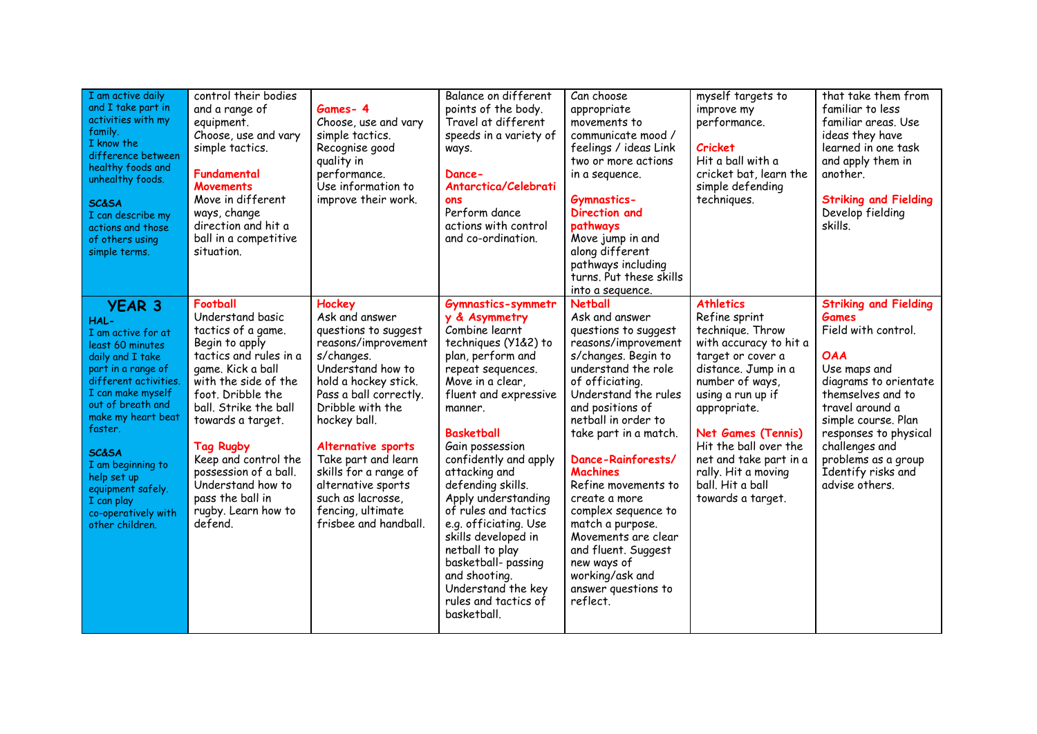| | | | | | | |
|---|---|---|---|---|---|---|
| I am active daily and I take part in activities with my family.<br>I know the difference between healthy foods and unhealthy foods.<br><br>**SC&SA**<br>I can describe my actions and those of others using simple terms. | control their bodies and a range of equipment.<br>Choose, use and vary simple tactics.<br><br>**Fundamental Movements**<br>Move in different ways, change direction and hit a ball in a competitive situation. | **Games- 4**<br>Choose, use and vary simple tactics.<br>Recognise good quality in performance.<br>Use information to improve their work. | Balance on different points of the body. Travel at different speeds in a variety of ways.<br><br>**Dance- Antarctica/Celebrations**<br>Perform dance actions with control and co-ordination. | Can choose appropriate movements to communicate mood / feelings / ideas Link two or more actions in a sequence.<br><br>**Gymnastics- Direction and pathways**<br>Move jump in and along different pathways including turns. Put these skills into a sequence. | myself targets to improve my performance.<br><br>**Cricket**<br>Hit a ball with a cricket bat, learn the simple defending techniques. | that take them from familiar to less familiar areas. Use ideas they have learned in one task and apply them in another.<br><br>**Striking and Fielding**<br>Develop fielding skills. |
| **YEAR 3**<br>**HAL-**<br>I am active for at least 60 minutes daily and I take part in a range of different activities. I can make myself out of breath and make my heart beat faster.<br><br>**SC&SA**<br>I am beginning to help set up equipment safely.<br>I can play co-operatively with other children. | **Football**<br>Understand basic tactics of a game. Begin to apply tactics and rules in a game. Kick a ball with the side of the foot. Dribble the ball. Strike the ball towards a target.<br><br>**Tag Rugby**<br>Keep and control the possession of a ball. Understand how to pass the ball in rugby. Learn how to defend. | **Hockey**<br>Ask and answer questions to suggest reasons/improvements/changes.<br>Understand how to hold a hockey stick. Pass a ball correctly. Dribble with the hockey ball.<br><br>**Alternative sports**<br>Take part and learn skills for a range of alternative sports such as lacrosse, fencing, ultimate frisbee and handball. | **Gymnastics-symmetry & Asymmetry**<br>Combine learnt techniques (Y1&2) to plan, perform and repeat sequences.<br>Move in a clear, fluent and expressive manner.<br><br>**Basketball**<br>Gain possession confidently and apply attacking and defending skills.<br>Apply understanding of rules and tactics e.g. officiating. Use skills developed in netball to play basketball- passing and shooting.<br>Understand the key rules and tactics of basketball. | **Netball**<br>Ask and answer questions to suggest reasons/improvements/changes. Begin to understand the role of officiating.<br>Understand the rules and positions of netball in order to take part in a match.<br><br>**Dance-Rainforests/ Machines**<br>Refine movements to create a more complex sequence to match a purpose. Movements are clear and fluent. Suggest new ways of working/ask and answer questions to reflect. | **Athletics**<br>Refine sprint technique. Throw with accuracy to hit a target or cover a distance. Jump in a number of ways, using a run up if appropriate.<br><br>**Net Games (Tennis)**<br>Hit the ball over the net and take part in a rally. Hit a moving ball. Hit a ball towards a target. | **Striking and Fielding Games**<br>Field with control.<br><br>***OAA***<br>Use maps and diagrams to orientate themselves and to travel around a simple course. Plan responses to physical challenges and problems as a group Identify risks and advise others. |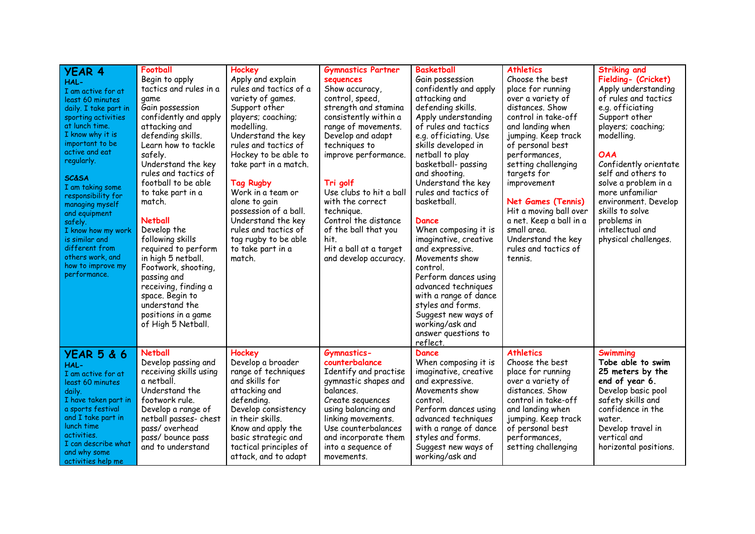| | | | | | | |
|---|---|---|---|---|---|---|
| **YEAR 4**<br>**HAL-**<br>I am active for at least 60 minutes daily. I take part in sporting activities at lunch time.<br>I know why it is important to be active and eat regularly.<br><br>**SC&SA**<br>I am taking some responsibility for managing myself and equipment safely.<br>I know how my work is similar and different from others work, and how to improve my performance. | **Football**<br>Begin to apply tactics and rules in a game<br>Gain possession confidently and apply attacking and defending skills.<br>Learn how to tackle safely.<br>Understand the key rules and tactics of football to be able to take part in a match.<br><br>**Netball**<br>Develop the following skills required to perform in high 5 netball.<br>Footwork, shooting, passing and receiving, finding a space. Begin to understand the positions in a game of High 5 Netball. | **Hockey**<br>Apply and explain rules and tactics of a variety of games.<br>Support other players; coaching; modelling.<br>Understand the key rules and tactics of Hockey to be able to take part in a match.<br><br>**Tag Rugby**<br>Work in a team or alone to gain possession of a ball.<br>Understand the key rules and tactics of tag rugby to be able to take part in a match. | **Gymnastics Partner sequences**<br>Show accuracy, control, speed, strength and stamina consistently within a range of movements.<br>Develop and adapt techniques to improve performance.<br><br>**Tri golf**<br>Use clubs to hit a ball with the correct technique.<br>Control the distance of the ball that you hit.<br>Hit a ball at a target and develop accuracy. | **Basketball**<br>Gain possession confidently and apply attacking and defending skills.<br>Apply understanding of rules and tactics e.g. officiating. Use skills developed in netball to play basketball- passing and shooting.<br>Understand the key rules and tactics of basketball.<br><br>**Dance**<br>When composing it is imaginative, creative and expressive.<br>Movements show control.<br>Perform dances using advanced techniques with a range of dance styles and forms.<br>Suggest new ways of working/ask and answer questions to reflect. | **Athletics**<br>Choose the best place for running over a variety of distances. Show control in take-off and landing when jumping. Keep track of personal best performances, setting challenging targets for improvement<br><br>**Net Games (Tennis)**<br>Hit a moving ball over a net. Keep a ball in a small area.<br>Understand the key rules and tactics of tennis. | **Striking and Fielding- (Cricket)**<br>Apply understanding of rules and tactics e.g. officiating<br>Support other players; coaching; modelling.<br><br>**OAA**<br>Confidently orientate self and others to solve a problem in a more unfamiliar environment. Develop skills to solve problems in intellectual and physical challenges. |
| **YEAR 5 & 6**<br>**HAL-**<br>I am active for at least 60 minutes daily.<br>I have taken part in a sports festival and I take part in lunch time activities.<br>I can describe what and why some activities help me | **Netball**<br>Develop passing and receiving skills using a netball.<br>Understand the footwork rule.<br>Develop a range of netball passes- chest pass/ overhead pass/ bounce pass and to understand | **Hockey**<br>Develop a broader range of techniques and skills for attacking and defending.<br>Develop consistency in their skills.<br>Know and apply the basic strategic and tactical principles of attack, and to adapt | **Gymnastics- counterbalance**<br>Identify and practise gymnastic shapes and balances.<br>Create sequences using balancing and linking movements.<br>Use counterbalances and incorporate them into a sequence of movements. | **Dance**<br>When composing it is imaginative, creative and expressive.<br>Movements show control.<br>Perform dances using advanced techniques with a range of dance styles and forms.<br>Suggest new ways of working/ask and | **Athletics**<br>Choose the best place for running over a variety of distances. Show control in take-off and landing when jumping. Keep track of personal best performances, setting challenging | **Swimming**<br>**Tobe able to swim 25 meters by the end of year 6.**<br>Develop basic pool safety skills and confidence in the water.<br>Develop travel in vertical and horizontal positions. |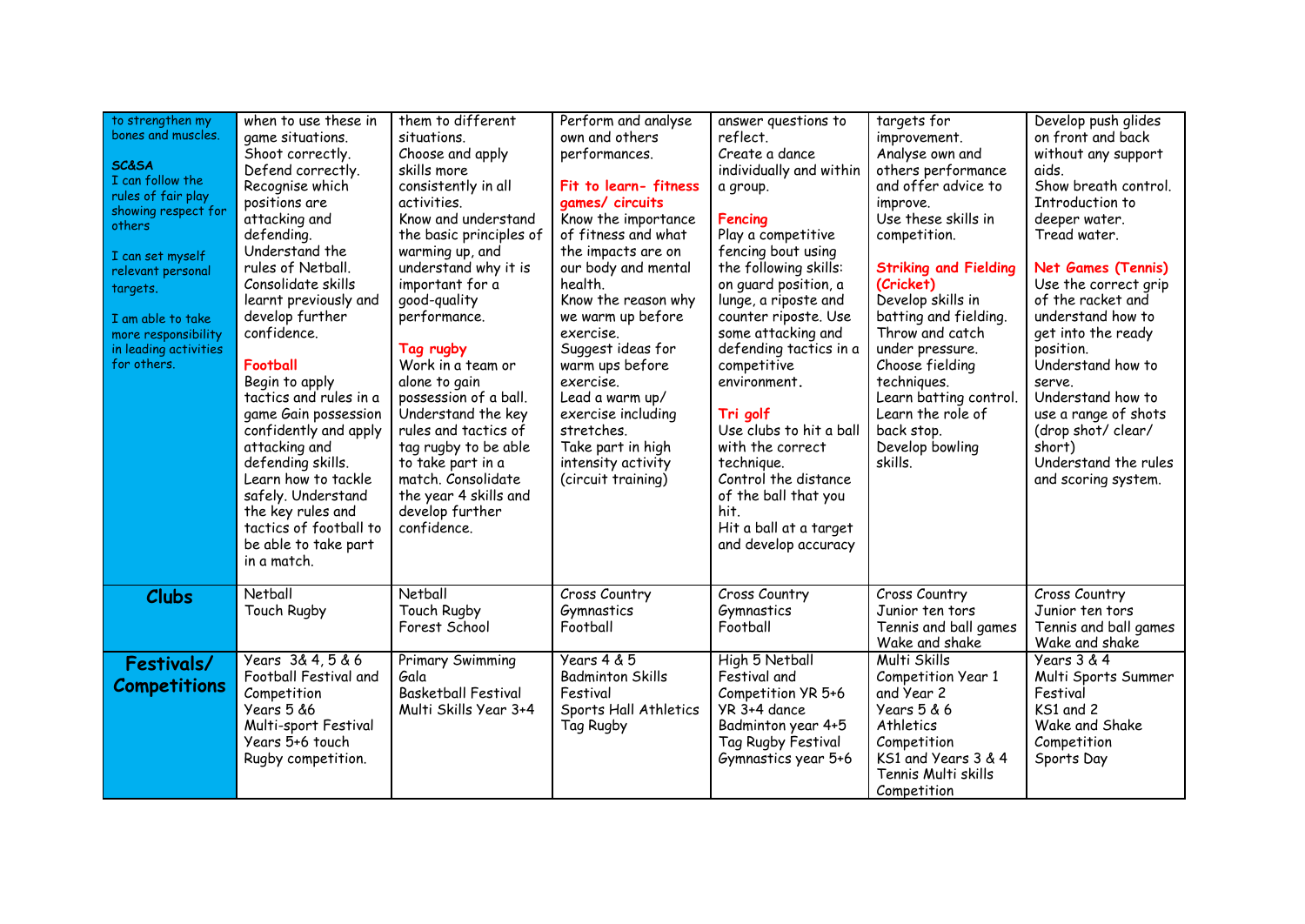| | | | | | | |
|---|---|---|---|---|---|---|
| to strengthen my bones and muscles.<br><br>**SC&SA**<br>I can follow the rules of fair play showing respect for others<br><br>I can set myself relevant personal targets.<br><br>I am able to take more responsibility in leading activities for others. | when to use these in game situations.<br>Shoot correctly.<br>Defend correctly.<br>Recognise which positions are attacking and defending.<br>Understand the rules of Netball.<br>Consolidate skills learnt previously and develop further confidence.<br><br>**Football**<br>Begin to apply tactics and rules in a game Gain possession confidently and apply attacking and defending skills.<br>Learn how to tackle safely. Understand the key rules and tactics of football to be able to take part in a match. | them to different situations.<br>Choose and apply skills more consistently in all activities.<br>Know and understand the basic principles of warming up, and understand why it is important for a good-quality performance.<br><br>**Tag rugby**<br>Work in a team or alone to gain possession of a ball.<br>Understand the key rules and tactics of tag rugby to be able to take part in a match. Consolidate the year 4 skills and develop further confidence. | Perform and analyse own and others performances.<br><br>**Fit to learn- fitness games/ circuits**<br>Know the importance of fitness and what the impacts are on our body and mental health.<br>Know the reason why we warm up before exercise.<br>Suggest ideas for warm ups before exercise.<br>Lead a warm up/ exercise including stretches.<br>Take part in high intensity activity (circuit training) | answer questions to reflect.<br>Create a dance individually and within a group.<br><br>**Fencing**<br>Play a competitive fencing bout using the following skills: on guard position, a lunge, a riposte and counter riposte. Use some attacking and defending tactics in a competitive environment.<br><br>**Tri golf**<br>Use clubs to hit a ball with the correct technique.<br>Control the distance of the ball that you hit.<br>Hit a ball at a target and develop accuracy | targets for improvement.<br>Analyse own and others performance and offer advice to improve.<br>Use these skills in competition.<br><br>**Striking and Fielding (Cricket)**<br>Develop skills in batting and fielding.<br>Throw and catch under pressure.<br>Choose fielding techniques.<br>Learn batting control.<br>Learn the role of back stop.<br>Develop bowling skills. | Develop push glides on front and back without any support aids.<br>Show breath control.<br>Introduction to deeper water.<br>Tread water.<br><br>**Net Games (Tennis)**<br>Use the correct grip of the racket and understand how to get into the ready position.<br>Understand how to serve.<br>Understand how to use a range of shots (drop shot/ clear/ short)<br>Understand the rules and scoring system. |
| **Clubs** | Netball<br>Touch Rugby | Netball<br>Touch Rugby<br>Forest School | Cross Country<br>Gymnastics<br>Football | Cross Country<br>Gymnastics<br>Football | Cross Country<br>Junior ten tors<br>Tennis and ball games<br>Wake and shake | Cross Country<br>Junior ten tors<br>Tennis and ball games<br>Wake and shake |
| **Festivals/ Competitions** | Years 3& 4, 5 & 6 Football Festival and Competition<br>Years 5 &6 Multi-sport Festival<br>Years 5+6 touch Rugby competition. | Primary Swimming Gala<br>Basketball Festival<br>Multi Skills Year 3+4 | Years 4 & 5 Badminton Skills Festival<br>Sports Hall Athletics<br>Tag Rugby | High 5 Netball Festival and Competition YR 5+6<br>YR 3+4 dance<br>Badminton year 4+5<br>Tag Rugby Festival<br>Gymnastics year 5+6 | Multi Skills Competition Year 1 and Year 2<br>Years 5 & 6 Athletics Competition<br>KS1 and Years 3 & 4 Tennis Multi skills Competition | Years 3 & 4 Multi Sports Summer Festival<br>KS1 and 2 Wake and Shake Competition<br>Sports Day |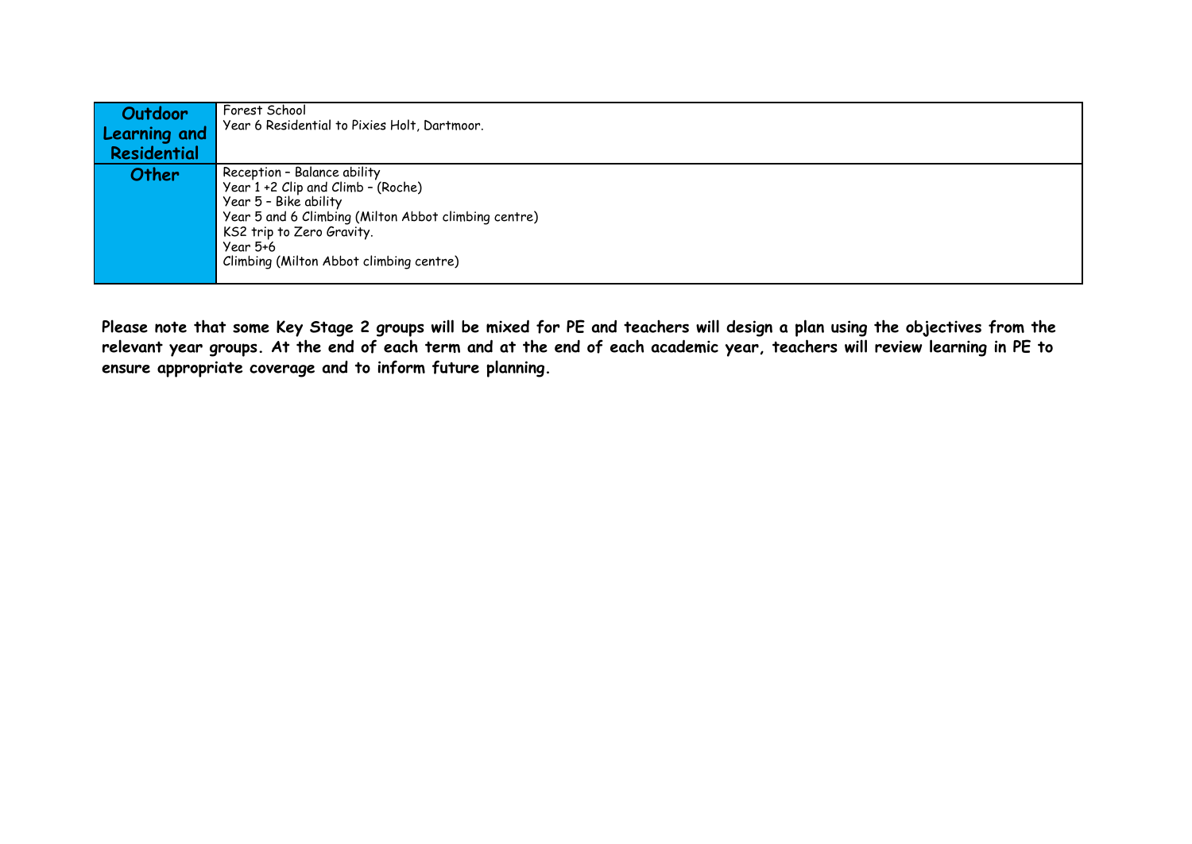| | |
|---|---|
| **Outdoor Learning and Residential** | Forest School<br>Year 6 Residential to Pixies Holt, Dartmoor. |
| **Other** | Reception – Balance ability<br>Year 1 +2 Clip and Climb – (Roche)<br>Year 5 – Bike ability<br>Year 5 and 6 Climbing (Milton Abbot climbing centre)<br>KS2 trip to Zero Gravity.<br>Year 5+6<br>Climbing (Milton Abbot climbing centre) |

**Please note that some Key Stage 2 groups will be mixed for PE and teachers will design a plan using the objectives from the relevant year groups. At the end of each term and at the end of each academic year, teachers will review learning in PE to ensure appropriate coverage and to inform future planning.**